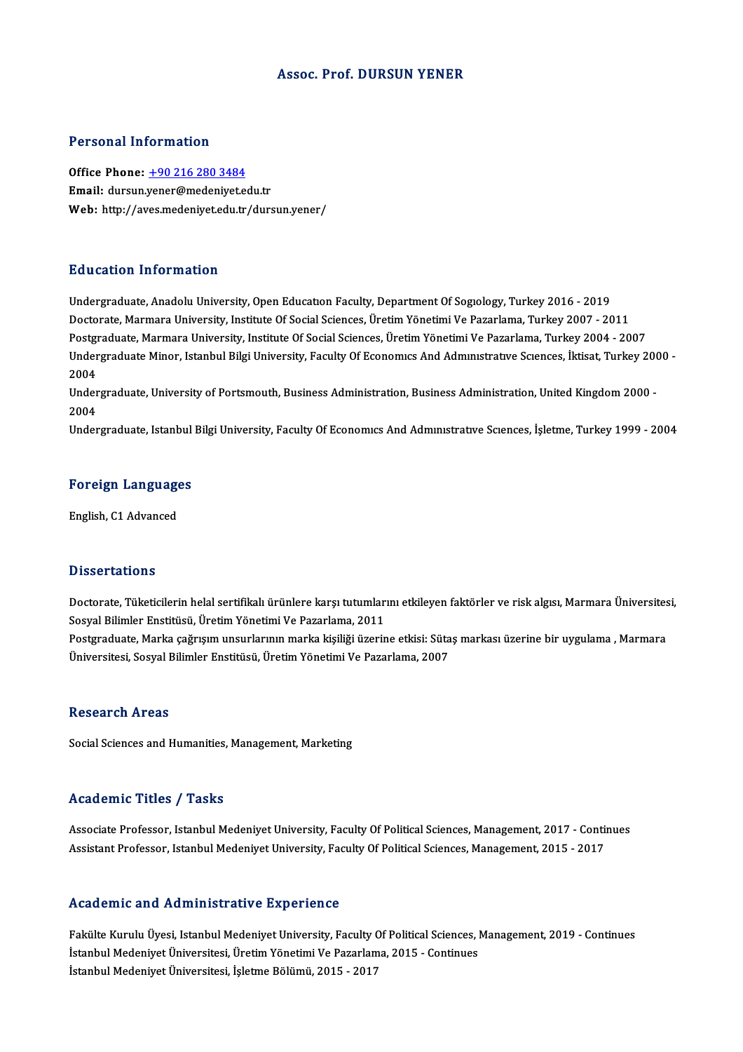# Assoc. Prof. DURSUN YENER

## Personal Information

**Office Phone:** +90 216 280 3484
**Email:** dursun.yener@medeniyet.edu.tr
**Web:** http://aves.medeniyet.edu.tr/dursun.yener/

## Education Information

Undergraduate, Anadolu University, Open Educatıon Faculty, Department Of Sogıology, Turkey 2016 - 2019
Doctorate, Marmara University, Institute Of Social Sciences, Üretim Yönetimi Ve Pazarlama, Turkey 2007 - 2011
Postgraduate, Marmara University, Institute Of Social Sciences, Üretim Yönetimi Ve Pazarlama, Turkey 2004 - 2007
Undergraduate Minor, Istanbul Bilgi University, Faculty Of Economıcs And Admınıstratıve Scıences, İktisat, Turkey 2000 - 2004
Undergraduate, University of Portsmouth, Business Administration, Business Administration, United Kingdom 2000 - 2004
Undergraduate, Istanbul Bilgi University, Faculty Of Economıcs And Admınıstratıve Scıences, İşletme, Turkey 1999 - 2004

## Foreign Languages

English, C1 Advanced

## Dissertations

Doctorate, Tüketicilerin helal sertifikalı ürünlere karşı tutumlarını etkileyen faktörler ve risk algısı, Marmara Üniversitesi, Sosyal Bilimler Enstitüsü, Üretim Yönetimi Ve Pazarlama, 2011
Postgraduate, Marka çağrışım unsurlarının marka kişiliği üzerine etkisi: Sütaş markası üzerine bir uygulama , Marmara Üniversitesi, Sosyal Bilimler Enstitüsü, Üretim Yönetimi Ve Pazarlama, 2007

## Research Areas

Social Sciences and Humanities, Management, Marketing

## Academic Titles / Tasks

Associate Professor, Istanbul Medeniyet University, Faculty Of Political Sciences, Management, 2017 - Continues
Assistant Professor, Istanbul Medeniyet University, Faculty Of Political Sciences, Management, 2015 - 2017

## Academic and Administrative Experience

Fakülte Kurulu Üyesi, Istanbul Medeniyet University, Faculty Of Political Sciences, Management, 2019 - Continues
İstanbul Medeniyet Üniversitesi, Üretim Yönetimi Ve Pazarlama, 2015 - Continues
İstanbul Medeniyet Üniversitesi, İşletme Bölümü, 2015 - 2017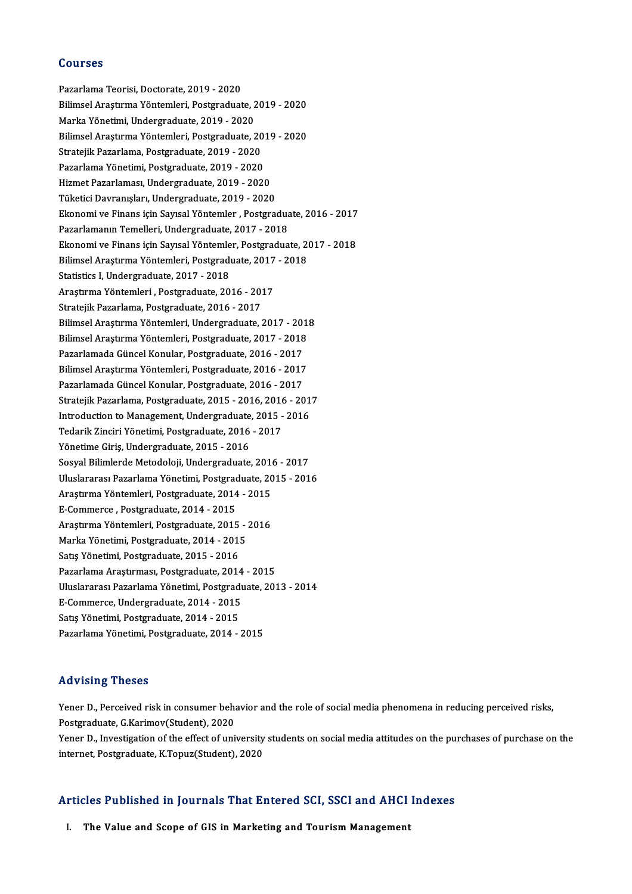## Courses

Pazarlama Teorisi, Doctorate, 2019 - 2020
Bilimsel Araştırma Yöntemleri, Postgraduate, 2019 - 2020
Marka Yönetimi, Undergraduate, 2019 - 2020
Bilimsel Araştırma Yöntemleri, Postgraduate, 2019 - 2020
Stratejik Pazarlama, Postgraduate, 2019 - 2020
Pazarlama Yönetimi, Postgraduate, 2019 - 2020
Hizmet Pazarlaması, Undergraduate, 2019 - 2020
Tüketici Davranışları, Undergraduate, 2019 - 2020
Ekonomi ve Finans için Sayısal Yöntemler , Postgraduate, 2016 - 2017
Pazarlamanın Temelleri, Undergraduate, 2017 - 2018
Ekonomi ve Finans için Sayısal Yöntemler, Postgraduate, 2017 - 2018
Bilimsel Araştırma Yöntemleri, Postgraduate, 2017 - 2018
Statistics I, Undergraduate, 2017 - 2018
Araştırma Yöntemleri , Postgraduate, 2016 - 2017
Stratejik Pazarlama, Postgraduate, 2016 - 2017
Bilimsel Araştırma Yöntemleri, Undergraduate, 2017 - 2018
Bilimsel Araştırma Yöntemleri, Postgraduate, 2017 - 2018
Pazarlamada Güncel Konular, Postgraduate, 2016 - 2017
Bilimsel Araştırma Yöntemleri, Postgraduate, 2016 - 2017
Pazarlamada Güncel Konular, Postgraduate, 2016 - 2017
Stratejik Pazarlama, Postgraduate, 2015 - 2016, 2016 - 2017
Introduction to Management, Undergraduate, 2015 - 2016
Tedarik Zinciri Yönetimi, Postgraduate, 2016 - 2017
Yönetime Giriş, Undergraduate, 2015 - 2016
Sosyal Bilimlerde Metodoloji, Undergraduate, 2016 - 2017
Uluslararası Pazarlama Yönetimi, Postgraduate, 2015 - 2016
Araştırma Yöntemleri, Postgraduate, 2014 - 2015
E-Commerce , Postgraduate, 2014 - 2015
Araştırma Yöntemleri, Postgraduate, 2015 - 2016
Marka Yönetimi, Postgraduate, 2014 - 2015
Satış Yönetimi, Postgraduate, 2015 - 2016
Pazarlama Araştırması, Postgraduate, 2014 - 2015
Uluslararası Pazarlama Yönetimi, Postgraduate, 2013 - 2014
E-Commerce, Undergraduate, 2014 - 2015
Satış Yönetimi, Postgraduate, 2014 - 2015
Pazarlama Yönetimi, Postgraduate, 2014 - 2015

## Advising Theses

Yener D., Perceived risk in consumer behavior and the role of social media phenomena in reducing perceived risks, Postgraduate, G.Karimov(Student), 2020

Yener D., Investigation of the effect of university students on social media attitudes on the purchases of purchase on the internet, Postgraduate, K.Topuz(Student), 2020

## Articles Published in Journals That Entered SCI, SSCI and AHCI Indexes

I. **The Value and Scope of GIS in Marketing and Tourism Management**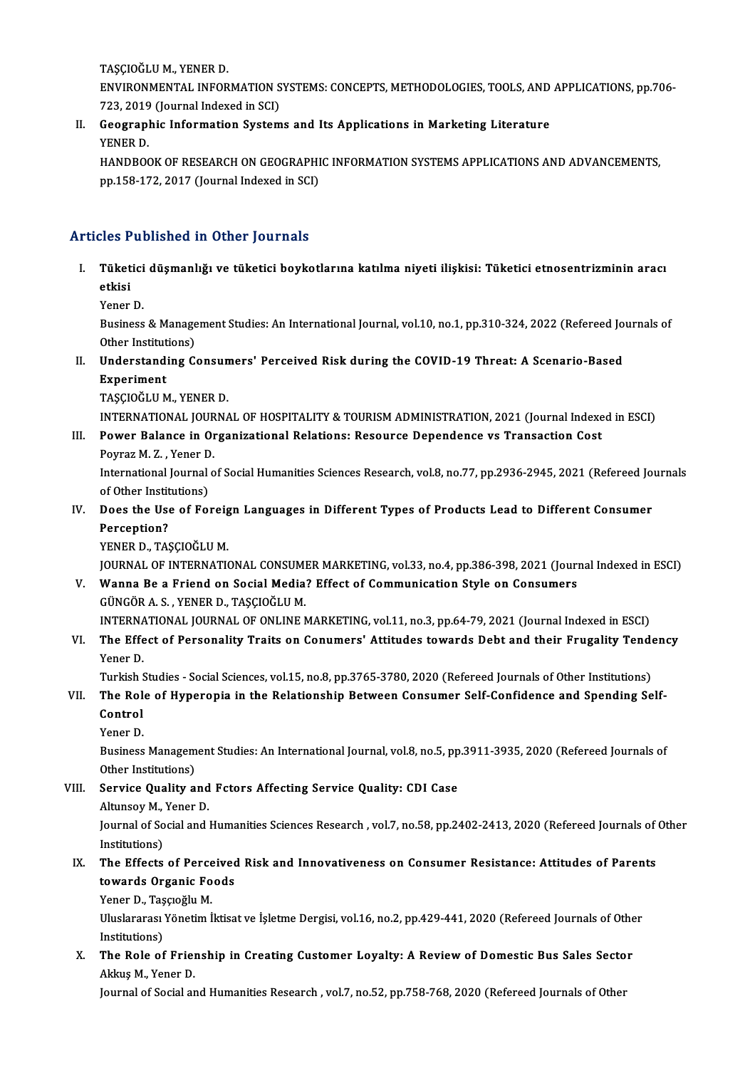TAŞÇIOĞLU M., YENER D.
ENVIRONMENTAL INFORMATION SYSTEMS: CONCEPTS, METHODOLOGIES, TOOLS, AND APPLICATIONS, pp.706-723, 2019 (Journal Indexed in SCI)

II. **Geographic Information Systems and Its Applications in Marketing Literature**
YENER D.
HANDBOOK OF RESEARCH ON GEOGRAPHIC INFORMATION SYSTEMS APPLICATIONS AND ADVANCEMENTS, pp.158-172, 2017 (Journal Indexed in SCI)

## Articles Published in Other Journals

I. **Tüketici düşmanlığı ve tüketici boykotlarına katılma niyeti ilişkisi: Tüketici etnosentrizminin aracı etkisi**
Yener D.
Business & Management Studies: An International Journal, vol.10, no.1, pp.310-324, 2022 (Refereed Journals of Other Institutions)

II. **Understanding Consumers' Perceived Risk during the COVID-19 Threat: A Scenario-Based Experiment**
TAŞÇIOĞLU M., YENER D.
INTERNATIONAL JOURNAL OF HOSPITALITY & TOURISM ADMINISTRATION, 2021 (Journal Indexed in ESCI)

III. **Power Balance in Organizational Relations: Resource Dependence vs Transaction Cost**
Poyraz M. Z. , Yener D.
International Journal of Social Humanities Sciences Research, vol.8, no.77, pp.2936-2945, 2021 (Refereed Journals of Other Institutions)

IV. **Does the Use of Foreign Languages in Different Types of Products Lead to Different Consumer Perception?**
YENER D., TAŞÇIOĞLU M.
JOURNAL OF INTERNATIONAL CONSUMER MARKETING, vol.33, no.4, pp.386-398, 2021 (Journal Indexed in ESCI)

V. **Wanna Be a Friend on Social Media? Effect of Communication Style on Consumers**
GÜNGÖR A. S. , YENER D., TAŞÇIOĞLU M.
INTERNATIONAL JOURNAL OF ONLINE MARKETING, vol.11, no.3, pp.64-79, 2021 (Journal Indexed in ESCI)

VI. **The Effect of Personality Traits on Conumers' Attitudes towards Debt and their Frugality Tendency**
Yener D.
Turkish Studies - Social Sciences, vol.15, no.8, pp.3765-3780, 2020 (Refereed Journals of Other Institutions)

VII. **The Role of Hyperopia in the Relationship Between Consumer Self-Confidence and Spending Self-Control**
Yener D.
Business Management Studies: An International Journal, vol.8, no.5, pp.3911-3935, 2020 (Refereed Journals of Other Institutions)

VIII. **Service Quality and Fctors Affecting Service Quality: CDI Case**
Altunsoy M., Yener D.
Journal of Social and Humanities Sciences Research , vol.7, no.58, pp.2402-2413, 2020 (Refereed Journals of Other Institutions)

IX. **The Effects of Perceived Risk and Innovativeness on Consumer Resistance: Attitudes of Parents towards Organic Foods**
Yener D., Taşçıoğlu M.
Uluslararası Yönetim İktisat ve İşletme Dergisi, vol.16, no.2, pp.429-441, 2020 (Refereed Journals of Other Institutions)

X. **The Role of Frienship in Creating Customer Loyalty: A Review of Domestic Bus Sales Sector**
Akkuş M., Yener D.
Journal of Social and Humanities Research , vol.7, no.52, pp.758-768, 2020 (Refereed Journals of Other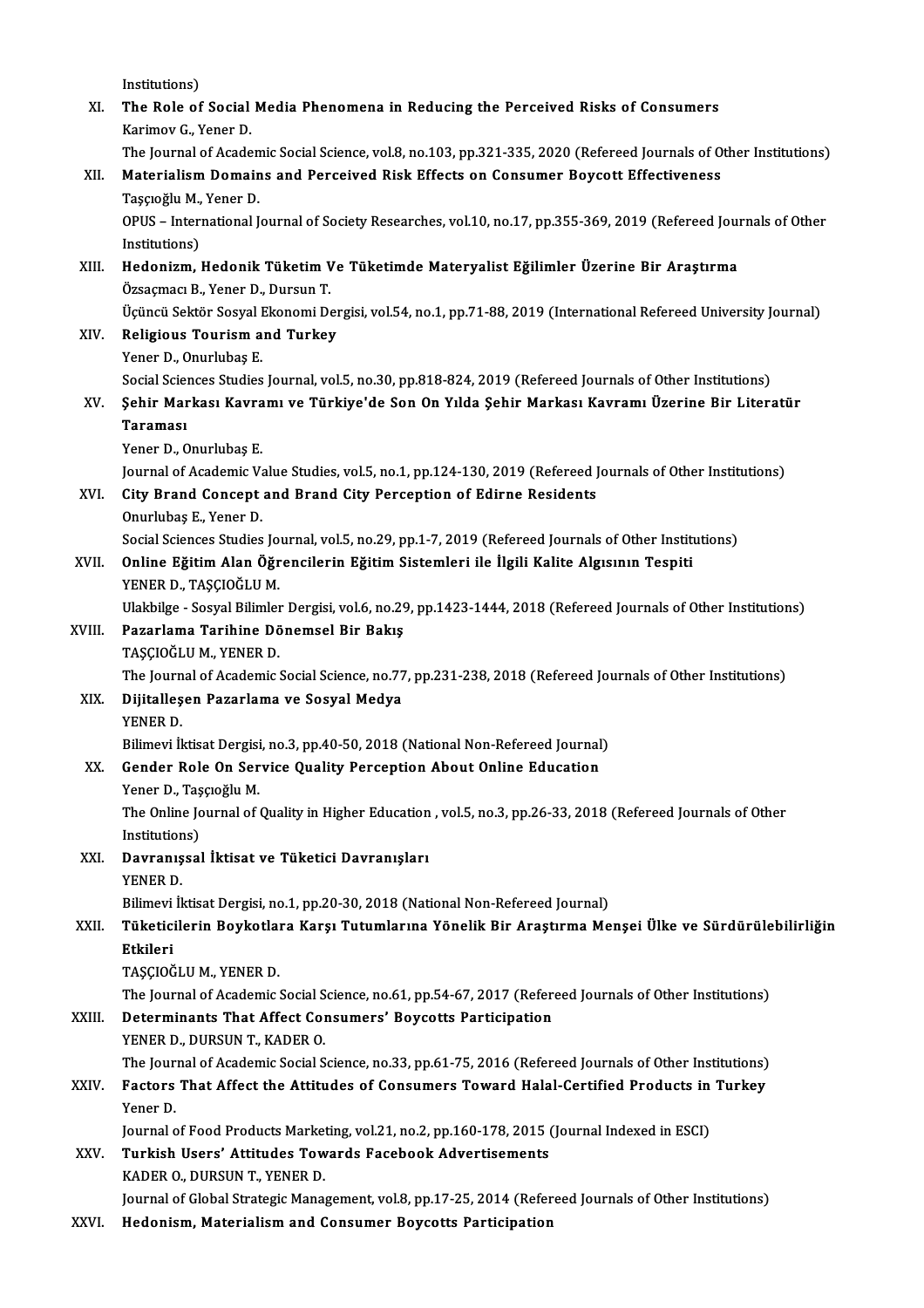Institutions)

XI. **The Role of Social Media Phenomena in Reducing the Perceived Risks of Consumers**
Karimov G., Yener D.
The Journal of Academic Social Science, vol.8, no.103, pp.321-335, 2020 (Refereed Journals of Other Institutions)

XII. **Materialism Domains and Perceived Risk Effects on Consumer Boycott Effectiveness**
Taşçıoğlu M., Yener D.
OPUS – International Journal of Society Researches, vol.10, no.17, pp.355-369, 2019 (Refereed Journals of Other Institutions)

XIII. **Hedonizm, Hedonik Tüketim Ve Tüketimde Materyalist Eğilimler Üzerine Bir Araştırma**
Özsaçmacı B., Yener D., Dursun T.
Üçüncü Sektör Sosyal Ekonomi Dergisi, vol.54, no.1, pp.71-88, 2019 (International Refereed University Journal)

XIV. **Religious Tourism and Turkey**
Yener D., Onurlubaş E.
Social Sciences Studies Journal, vol.5, no.30, pp.818-824, 2019 (Refereed Journals of Other Institutions)

XV. **Şehir Markası Kavramı ve Türkiye'de Son On Yılda Şehir Markası Kavramı Üzerine Bir Literatür Taraması**
Yener D., Onurlubaş E.
Journal of Academic Value Studies, vol.5, no.1, pp.124-130, 2019 (Refereed Journals of Other Institutions)

XVI. **City Brand Concept and Brand City Perception of Edirne Residents**
Onurlubaş E., Yener D.
Social Sciences Studies Journal, vol.5, no.29, pp.1-7, 2019 (Refereed Journals of Other Institutions)

XVII. **Online Eğitim Alan Öğrencilerin Eğitim Sistemleri ile İlgili Kalite Algısının Tespiti**
YENER D., TAŞÇIOĞLU M.
Ulakbilge - Sosyal Bilimler Dergisi, vol.6, no.29, pp.1423-1444, 2018 (Refereed Journals of Other Institutions)

XVIII. **Pazarlama Tarihine Dönemsel Bir Bakış**
TAŞÇIOĞLU M., YENER D.
The Journal of Academic Social Science, no.77, pp.231-238, 2018 (Refereed Journals of Other Institutions)

XIX. **Dijitalleşen Pazarlama ve Sosyal Medya**
YENER D.
Bilimevi İktisat Dergisi, no.3, pp.40-50, 2018 (National Non-Refereed Journal)

XX. **Gender Role On Service Quality Perception About Online Education**
Yener D., Taşçıoğlu M.
The Online Journal of Quality in Higher Education , vol.5, no.3, pp.26-33, 2018 (Refereed Journals of Other Institutions)

XXI. **Davranışsal İktisat ve Tüketici Davranışları**
YENER D.
Bilimevi İktisat Dergisi, no.1, pp.20-30, 2018 (National Non-Refereed Journal)

XXII. **Tüketicilerin Boykotlara Karşı Tutumlarına Yönelik Bir Araştırma Menşei Ülke ve Sürdürülebilirliğin Etkileri**
TAŞÇIOĞLU M., YENER D.
The Journal of Academic Social Science, no.61, pp.54-67, 2017 (Refereed Journals of Other Institutions)

XXIII. **Determinants That Affect Consumers' Boycotts Participation**
YENER D., DURSUN T., KADER O.
The Journal of Academic Social Science, no.33, pp.61-75, 2016 (Refereed Journals of Other Institutions)

XXIV. **Factors That Affect the Attitudes of Consumers Toward Halal-Certified Products in Turkey**
Yener D.
Journal of Food Products Marketing, vol.21, no.2, pp.160-178, 2015 (Journal Indexed in ESCI)

XXV. **Turkish Users' Attitudes Towards Facebook Advertisements**
KADER O., DURSUN T., YENER D.
Journal of Global Strategic Management, vol.8, pp.17-25, 2014 (Refereed Journals of Other Institutions)

XXVI. **Hedonism, Materialism and Consumer Boycotts Participation**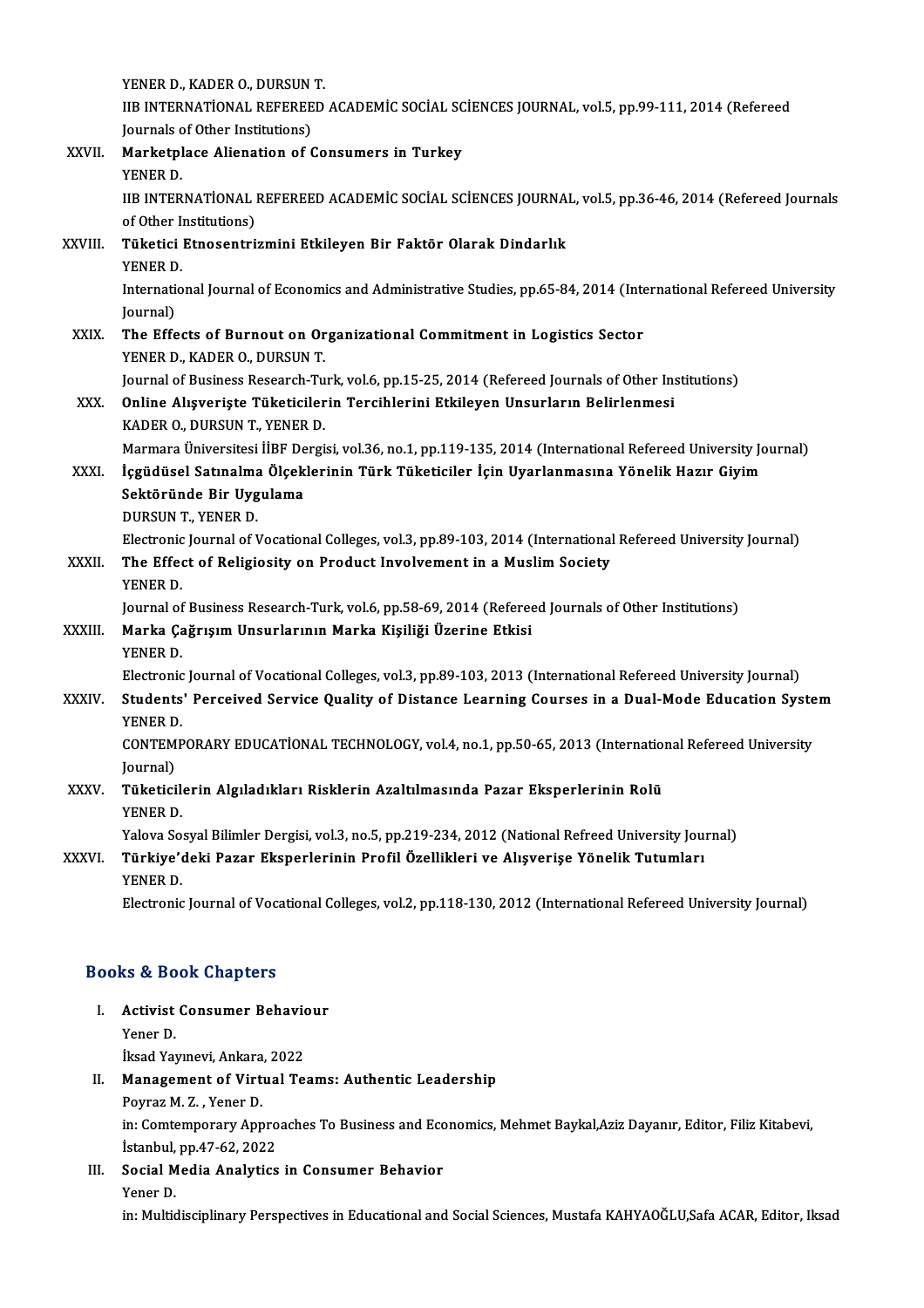YENER D., KADER O., DURSUN T.
IIB INTERNATİONAL REFEREED ACADEMİC SOCİAL SCİENCES JOURNAL, vol.5, pp.99-111, 2014 (Refereed Journals of Other Institutions)

XXVII. **Marketplace Alienation of Consumers in Turkey**
YENER D.
IIB INTERNATİONAL REFEREED ACADEMİC SOCİAL SCİENCES JOURNAL, vol.5, pp.36-46, 2014 (Refereed Journals of Other Institutions)

XXVIII. **Tüketici Etnosentrizmini Etkileyen Bir Faktör Olarak Dindarlık**
YENER D.
International Journal of Economics and Administrative Studies, pp.65-84, 2014 (International Refereed University Journal)

XXIX. **The Effects of Burnout on Organizational Commitment in Logistics Sector**
YENER D., KADER O., DURSUN T.
Journal of Business Research-Turk, vol.6, pp.15-25, 2014 (Refereed Journals of Other Institutions)

XXX. **Online Alışverişte Tüketicilerin Tercihlerini Etkileyen Unsurların Belirlenmesi**
KADER O., DURSUN T., YENER D.
Marmara Üniversitesi İİBF Dergisi, vol.36, no.1, pp.119-135, 2014 (International Refereed University Journal)

XXXI. **İçgüdüsel Satınalma Ölçeklerinin Türk Tüketiciler İçin Uyarlanmasına Yönelik Hazır Giyim Sektöründe Bir Uygulama**
DURSUN T., YENER D.
Electronic Journal of Vocational Colleges, vol.3, pp.89-103, 2014 (International Refereed University Journal)

XXXII. **The Effect of Religiosity on Product Involvement in a Muslim Society**
YENER D.
Journal of Business Research-Turk, vol.6, pp.58-69, 2014 (Refereed Journals of Other Institutions)

XXXIII. **Marka Çağrışım Unsurlarının Marka Kişiliği Üzerine Etkisi**
YENER D.
Electronic Journal of Vocational Colleges, vol.3, pp.89-103, 2013 (International Refereed University Journal)

XXXIV. **Students' Perceived Service Quality of Distance Learning Courses in a Dual-Mode Education System**
YENER D.
CONTEMPORARY EDUCATİONAL TECHNOLOGY, vol.4, no.1, pp.50-65, 2013 (International Refereed University Journal)

XXXV. **Tüketicilerin Algıladıkları Risklerin Azaltılmasında Pazar Eksperlerinin Rolü**
YENER D.
Yalova Sosyal Bilimler Dergisi, vol.3, no.5, pp.219-234, 2012 (National Refreed University Journal)

XXXVI. **Türkiye'deki Pazar Eksperlerinin Profil Özellikleri ve Alışverişe Yönelik Tutumları**
YENER D.
Electronic Journal of Vocational Colleges, vol.2, pp.118-130, 2012 (International Refereed University Journal)

## Books & Book Chapters

I. **Activist Consumer Behaviour**
Yener D.
İksad Yayınevi, Ankara, 2022

II. **Management of Virtual Teams: Authentic Leadership**
Poyraz M. Z. , Yener D.
in: Comtemporary Approaches To Business and Economics, Mehmet Baykal,Aziz Dayanır, Editor, Filiz Kitabevi, İstanbul, pp.47-62, 2022

III. **Social Media Analytics in Consumer Behavior**
Yener D.
in: Multidisciplinary Perspectives in Educational and Social Sciences, Mustafa KAHYAOĞLU,Safa ACAR, Editor, Iksad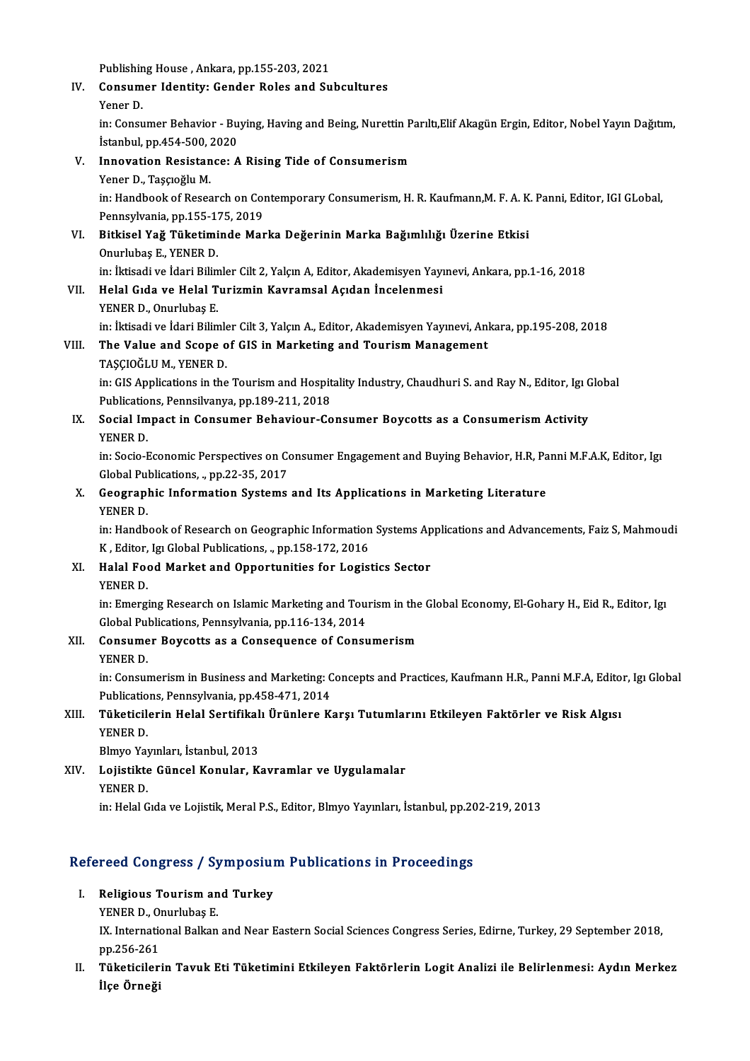Publishing House , Ankara, pp.155-203, 2021

IV. **Consumer Identity: Gender Roles and Subcultures**
Yener D.
in: Consumer Behavior - Buying, Having and Being, Nurettin Parıltı,Elif Akagün Ergin, Editor, Nobel Yayın Dağıtım, İstanbul, pp.454-500, 2020

V. **Innovation Resistance: A Rising Tide of Consumerism**
Yener D., Taşçıoğlu M.
in: Handbook of Research on Contemporary Consumerism, H. R. Kaufmann,M. F. A. K. Panni, Editor, IGI GLobal, Pennsylvania, pp.155-175, 2019

VI. **Bitkisel Yağ Tüketiminde Marka Değerinin Marka Bağımlılığı Üzerine Etkisi**
Onurlubaş E., YENER D.
in: İktisadi ve İdari Bilimler Cilt 2, Yalçın A, Editor, Akademisyen Yayınevi, Ankara, pp.1-16, 2018

VII. **Helal Gıda ve Helal Turizmin Kavramsal Açıdan İncelenmesi**
YENER D., Onurlubaş E.
in: İktisadi ve İdari Bilimler Cilt 3, Yalçın A., Editor, Akademisyen Yayınevi, Ankara, pp.195-208, 2018

VIII. **The Value and Scope of GIS in Marketing and Tourism Management**
TAŞÇIOĞLU M., YENER D.
in: GIS Applications in the Tourism and Hospitality Industry, Chaudhuri S. and Ray N., Editor, Igı Global Publications, Pennsilvanya, pp.189-211, 2018

IX. **Social Impact in Consumer Behaviour-Consumer Boycotts as a Consumerism Activity**
YENER D.
in: Socio-Economic Perspectives on Consumer Engagement and Buying Behavior, H.R, Panni M.F.A.K, Editor, Igı Global Publications, ., pp.22-35, 2017

X. **Geographic Information Systems and Its Applications in Marketing Literature**
YENER D.
in: Handbook of Research on Geographic Information Systems Applications and Advancements, Faiz S, Mahmoudi K , Editor, Igı Global Publications, ., pp.158-172, 2016

XI. **Halal Food Market and Opportunities for Logistics Sector**
YENER D.
in: Emerging Research on Islamic Marketing and Tourism in the Global Economy, El-Gohary H., Eid R., Editor, Igı Global Publications, Pennsylvania, pp.116-134, 2014

XII. **Consumer Boycotts as a Consequence of Consumerism**
YENER D.
in: Consumerism in Business and Marketing: Concepts and Practices, Kaufmann H.R., Panni M.F.A, Editor, Igı Global Publications, Pennsylvania, pp.458-471, 2014

XIII. **Tüketicilerin Helal Sertifikalı Ürünlere Karşı Tutumlarını Etkileyen Faktörler ve Risk Algısı**
YENER D.
Blmyo Yayınları, İstanbul, 2013

XIV. **Lojistikte Güncel Konular, Kavramlar ve Uygulamalar**
YENER D.
in: Helal Gıda ve Lojistik, Meral P.S., Editor, Blmyo Yayınları, İstanbul, pp.202-219, 2013

## Refereed Congress / Symposium Publications in Proceedings

I. **Religious Tourism and Turkey**
YENER D., Onurlubaş E.
IX. International Balkan and Near Eastern Social Sciences Congress Series, Edirne, Turkey, 29 September 2018, pp.256-261

II. **Tüketicilerin Tavuk Eti Tüketimini Etkileyen Faktörlerin Logit Analizi ile Belirlenmesi: Aydın Merkez İlçe Örneği**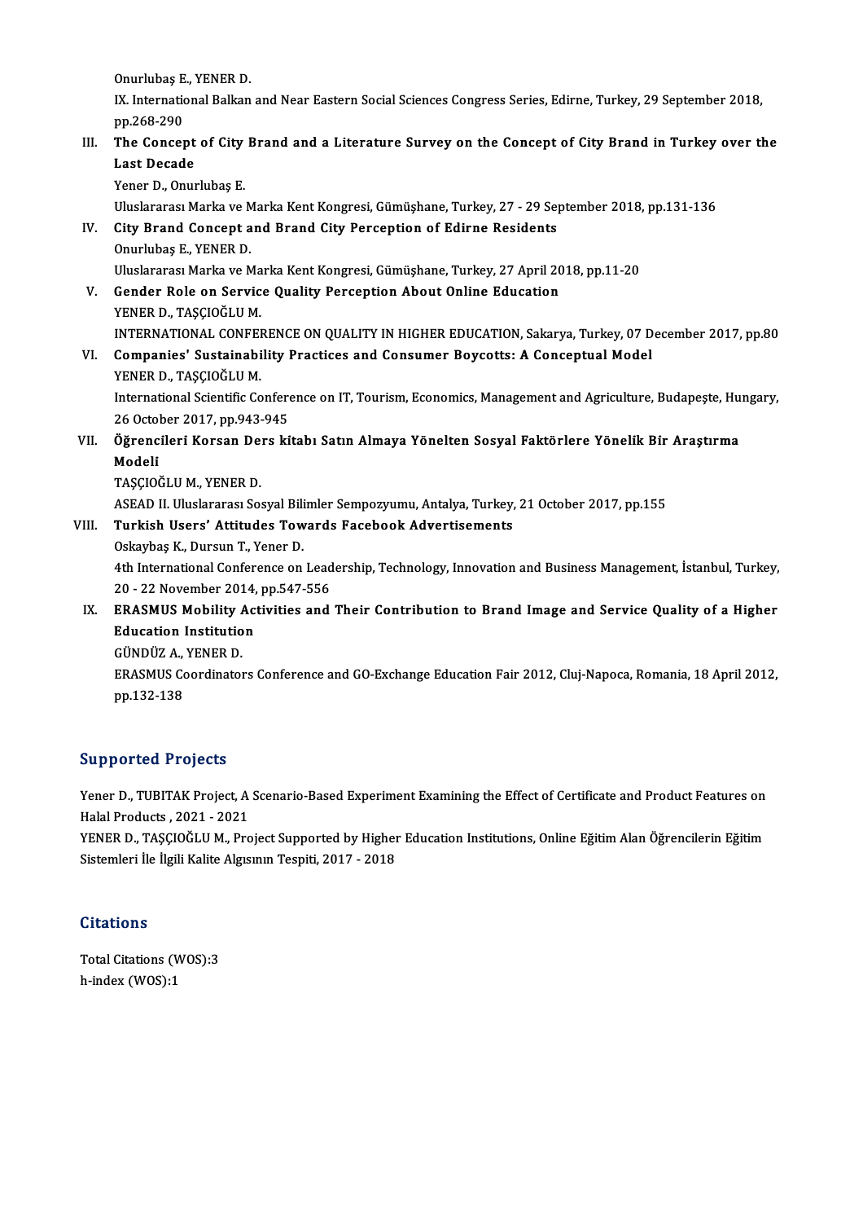Onurlubaş E., YENER D.

IX. International Balkan and Near Eastern Social Sciences Congress Series, Edirne, Turkey, 29 September 2018, pp.268-290

III. **The Concept of City Brand and a Literature Survey on the Concept of City Brand in Turkey over the Last Decade**

Yener D., Onurlubaş E.

Uluslararası Marka ve Marka Kent Kongresi, Gümüşhane, Turkey, 27 - 29 September 2018, pp.131-136

IV. **City Brand Concept and Brand City Perception of Edirne Residents**

Onurlubaş E., YENER D.

Uluslararası Marka ve Marka Kent Kongresi, Gümüşhane, Turkey, 27 April 2018, pp.11-20

V. **Gender Role on Service Quality Perception About Online Education**

YENER D., TAŞÇIOĞLU M.

INTERNATIONAL CONFERENCE ON QUALITY IN HIGHER EDUCATION, Sakarya, Turkey, 07 December 2017, pp.80

VI. **Companies' Sustainability Practices and Consumer Boycotts: A Conceptual Model**

YENER D., TAŞÇIOĞLU M.

International Scientific Conference on IT, Tourism, Economics, Management and Agriculture, Budapeşte, Hungary, 26 October 2017, pp.943-945

VII. **Öğrencileri Korsan Ders kitabı Satın Almaya Yönelten Sosyal Faktörlere Yönelik Bir Araştırma Modeli**

TAŞÇIOĞLU M., YENER D.

ASEAD II. Uluslararası Sosyal Bilimler Sempozyumu, Antalya, Turkey, 21 October 2017, pp.155

VIII. **Turkish Users' Attitudes Towards Facebook Advertisements**

Oskaybaş K., Dursun T., Yener D.

4th International Conference on Leadership, Technology, Innovation and Business Management, İstanbul, Turkey, 20 - 22 November 2014, pp.547-556

IX. **ERASMUS Mobility Activities and Their Contribution to Brand Image and Service Quality of a Higher Education Institution**

GÜNDÜZ A., YENER D.

ERASMUS Coordinators Conference and GO-Exchange Education Fair 2012, Cluj-Napoca, Romania, 18 April 2012, pp.132-138

## Supported Projects

Yener D., TUBITAK Project, A Scenario-Based Experiment Examining the Effect of Certificate and Product Features on Halal Products , 2021 - 2021

YENER D., TAŞÇIOĞLU M., Project Supported by Higher Education Institutions, Online Eğitim Alan Öğrencilerin Eğitim Sistemleri İle İlgili Kalite Algısının Tespiti, 2017 - 2018

## Citations

Total Citations (WOS):3
h-index (WOS):1